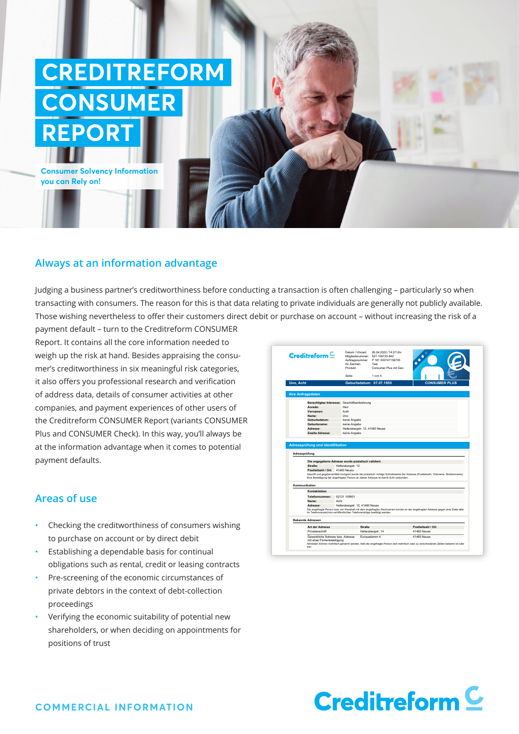# CREDITREFORM CONSUMER REPORT

**Consumer Solvency Information you can Rely on!**

## Always at an information advantage

Judging a business partner's creditworthiness before conducting a transaction is often challenging – particularly so when transacting with consumers. The reason for this is that data relating to private individuals are generally not publicly available. Those wishing nevertheless to offer their customers direct debit or purchase on account – without increasing the risk of a payment default – turn to the Creditreform CONSUMER Report. It contains all the core information needed to weigh up the risk at hand. Besides appraising the consumer's creditworthiness in six meaningful risk categories, it also offers you professional research and verification of address data, details of consumer activities at other companies, and payment experiences of other users of the Creditreform CONSUMER Report (variants CONSUMER Plus and CONSUMER Check). In this way, you'll always be at the information advantage when it comes to potential payment defaults.

## Areas of use

- Checking the creditworthiness of consumers wishing to purchase on account or by direct debit
- Establishing a dependable basis for continual obligations such as rental, credit or leasing contracts
- Pre-screening of the economic circumstances of private debtors in the context of debt-collection proceedings
- Verifying the economic suitability of potential new shareholders, or when deciding on appointments for positions of trust

COMMERCIAL INFORMATION

Creditreform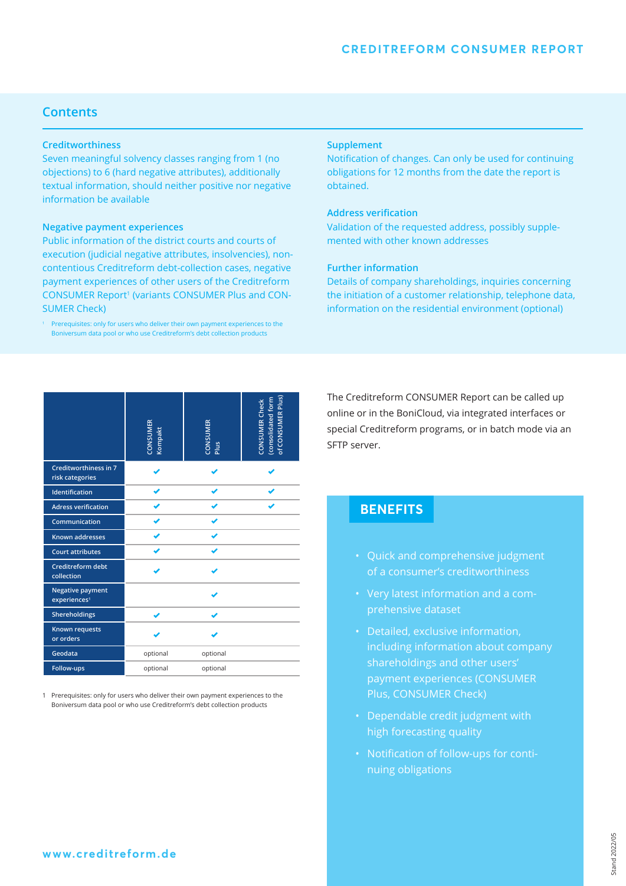## Contents

### Creditworthiness

Seven meaningful solvency classes ranging from 1 (no objections) to 6 (hard negative attributes), additionally textual information, should neither positive nor negative information be available

### Negative payment experiences

Public information of the district courts and courts of execution (judicial negative attributes, insolvencies), non-contentious Creditreform debt-collection cases, negative payment experiences of other users of the Creditreform CONSUMER Report[1] (variants CONSUMER Plus and CONSUMER Check)

[1] Prerequisites: only for users who deliver their own payment experiences to the Boniversum data pool or who use Creditreform's debt collection products

### Supplement

Notification of changes. Can only be used for continuing obligations for 12 months from the date the report is obtained.

### Address verification

Validation of the requested address, possibly supplemented with other known addresses

### Further information

Details of company shareholdings, inquiries concerning the initiation of a customer relationship, telephone data, information on the residential environment (optional)

| | CONSUMER Kompakt | CONSUMER Plus | CONSUMER Check (consolidated form of CONSUMER Plus) |
|---|---|---|---|
| Creditworthiness in 7 risk categories | ✔ | ✔ | ✔ |
| Identification | ✔ | ✔ | ✔ |
| Adress verification | ✔ | ✔ | ✔ |
| Communication | ✔ | ✔ | |
| Known addresses | ✔ | ✔ | |
| Court attributes | ✔ | ✔ | |
| Creditreform debt collection | ✔ | ✔ | |
| Negative payment experiences[1] | | ✔ | |
| Shereholdings | ✔ | ✔ | |
| Known requests or orders | ✔ | ✔ | |
| Geodata | optional | optional | |
| Follow-ups | optional | optional | |

1 Prerequisites: only for users who deliver their own payment experiences to the Boniversum data pool or who use Creditreform's debt collection products

The Creditreform CONSUMER Report can be called up online or in the BoniCloud, via integrated interfaces or special Creditreform programs, or in batch mode via an SFTP server.

## BENEFITS

- Quick and comprehensive judgment of a consumer's creditworthiness
- Very latest information and a comprehensive dataset
- Detailed, exclusive information, including information about company shareholdings and other users' payment experiences (CONSUMER Plus, CONSUMER Check)
- Dependable credit judgment with high forecasting quality
- Notification of follow-ups for continuing obligations

www.creditreform.de

Stand 2022/05